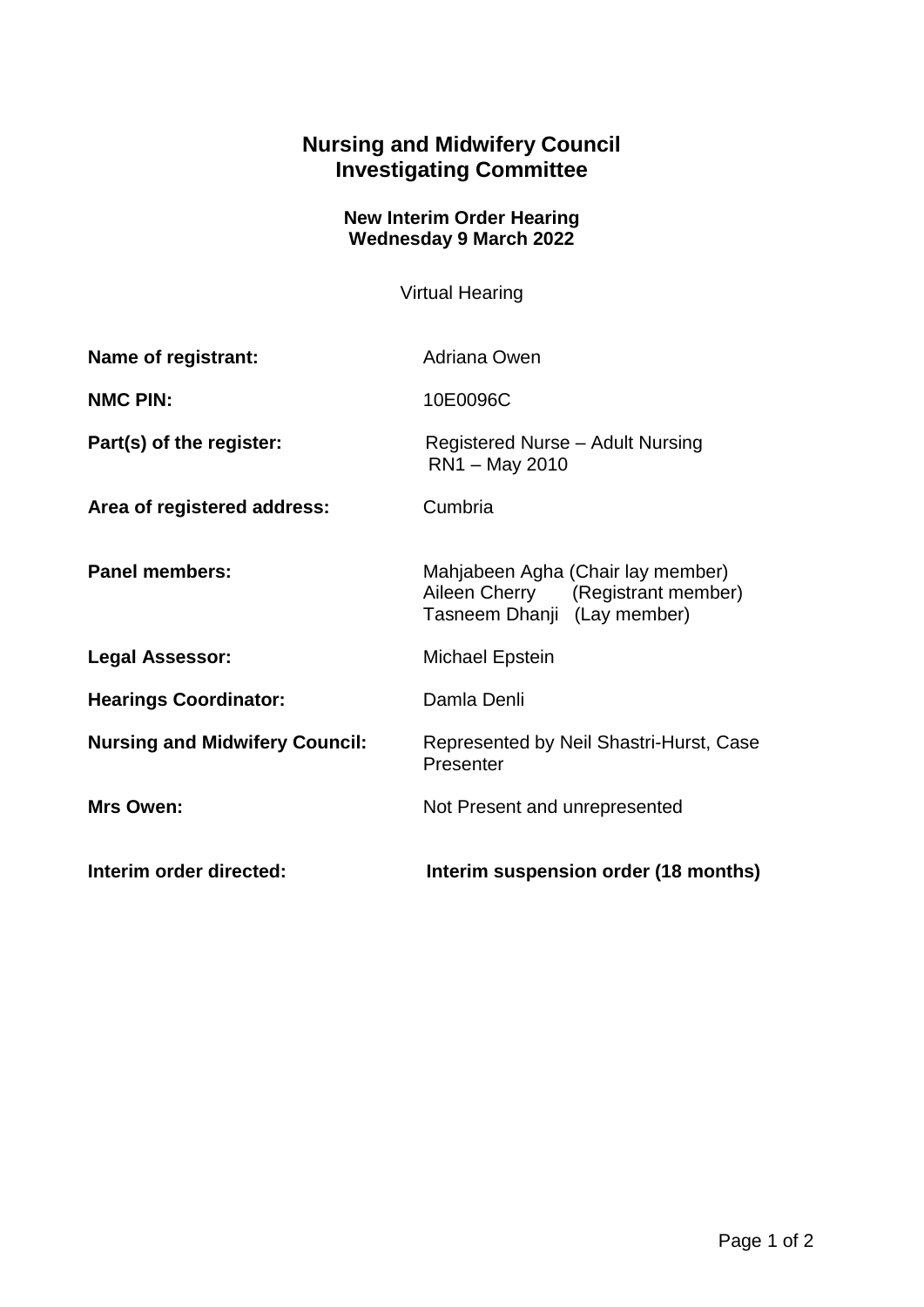# Nursing and Midwifery Council
# Investigating Committee

### New Interim Order Hearing
### Wednesday 9 March 2022

Virtual Hearing

| | |
|---|---|
| **Name of registrant:** | Adriana Owen |
| **NMC PIN:** | 10E0096C |
| **Part(s) of the register:** | Registered Nurse – Adult Nursing<br>RN1 – May 2010 |
| **Area of registered address:** | Cumbria |
| **Panel members:** | Mahjabeen Agha (Chair lay member)<br>Aileen Cherry (Registrant member)<br>Tasneem Dhanji (Lay member) |
| **Legal Assessor:** | Michael Epstein |
| **Hearings Coordinator:** | Damla Denli |
| **Nursing and Midwifery Council:** | Represented by Neil Shastri-Hurst, Case Presenter |
| **Mrs Owen:** | Not Present and unrepresented |
| **Interim order directed:** | **Interim suspension order (18 months)** |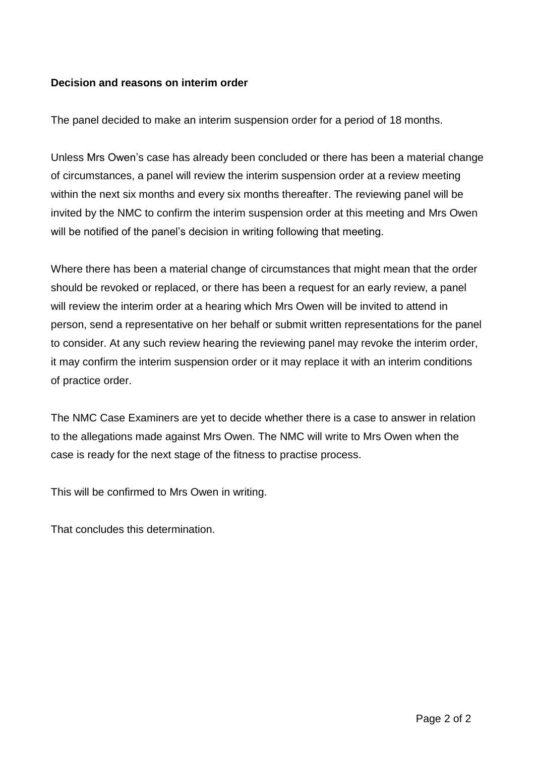**Decision and reasons on interim order**

The panel decided to make an interim suspension order for a period of 18 months.

Unless Mrs Owen's case has already been concluded or there has been a material change of circumstances, a panel will review the interim suspension order at a review meeting within the next six months and every six months thereafter. The reviewing panel will be invited by the NMC to confirm the interim suspension order at this meeting and Mrs Owen will be notified of the panel's decision in writing following that meeting.

Where there has been a material change of circumstances that might mean that the order should be revoked or replaced, or there has been a request for an early review, a panel will review the interim order at a hearing which Mrs Owen will be invited to attend in person, send a representative on her behalf or submit written representations for the panel to consider. At any such review hearing the reviewing panel may revoke the interim order, it may confirm the interim suspension order or it may replace it with an interim conditions of practice order.

The NMC Case Examiners are yet to decide whether there is a case to answer in relation to the allegations made against Mrs Owen. The NMC will write to Mrs Owen when the case is ready for the next stage of the fitness to practise process.

This will be confirmed to Mrs Owen in writing.

That concludes this determination.